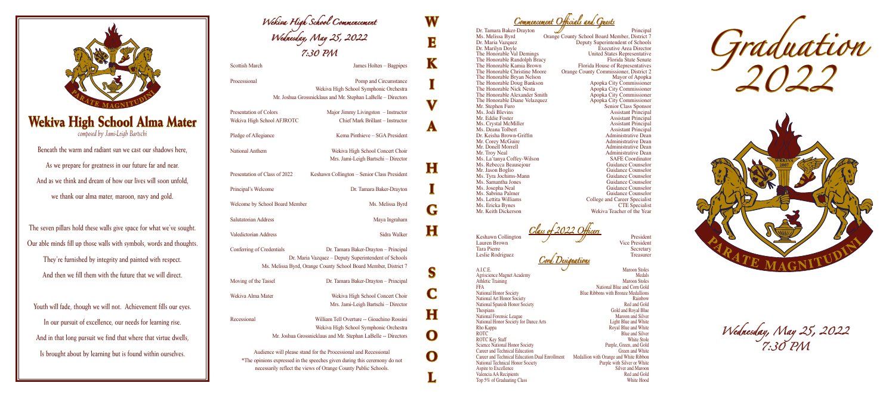# Wekiva High School Alma Mater

*composed by Jami-Leigh Bartschi*

Beneath the warm and radiant sun we cast our shadows here,
As we prepare for greatness in our future far and near.
And as we think and dream of how our lives will soon unfold,
we thank our alma mater, maroon, navy and gold.

The seven pillars hold these walls give space for what we've sought.
Our able minds fill up those walls with symbols, words and thoughts.
They're furnished by integrity and painted with respect.
And then we fill them with the future that we will direct.

Youth will fade, though we will not. Achievement fills our eyes.
In our pursuit of excellence, our needs for learning rise.
And in that long pursuit we find that where that virtue dwells,
Is brought about by learning but is found within ourselves.

## Wekiva High School Commencement
## Wednesday, May 25, 2022
## 7:30 PM

| | |
|---|---|
| Scottish March | James Holten – Bagpipes |
| Processional | Pomp and Circumstance<br>Wekiva High School Symphonic Orchestra<br>Mr. Joshua Grossnicklaus and Mr. Stephan LaBelle – Directors |
| Presentation of Colors<br>Wekiva High School AFJROTC | Major Jimmy Livingston – Instructor<br>Chief Mark Brillant – Instructor |
| Pledge of Allegiance | Kema Pinthieve – SGA President |
| National Anthem | Wekiva High School Concert Choir<br>Mrs. Jami-Leigh Bartschi – Director |
| Presentation of Class of 2022 | Keshawn Collington – Senior Class President |
| Principal's Welcome | Dr. Tamara Baker-Drayton |
| Welcome by School Board Member | Ms. Melissa Byrd |
| Salutatorian Address | Maya Ingraham |
| Valedictorian Address | Sidra Walker |
| Conferring of Credentials | Dr. Tamara Baker-Drayton – Principal<br>Dr. Maria Vazquez – Deputy Superintendent of Schools<br>Ms. Melissa Byrd, Orange County School Board Member, District 7 |
| Moving of the Tassel | Dr. Tamara Baker-Drayton – Principal |
| Wekiva Alma Mater | Wekiva High School Concert Choir<br>Mrs. Jami-Leigh Bartschi – Director |
| Recessional | William Tell Overture -- Gioachino Rossini<br>Wekiva High School Symphonic Orchestra<br>Mr. Joshua Grossnicklaus and Mr. Stephan LaBelle -- Directors |

Audience will please stand for the Processional and Recessional
*The opinions expressed in the speeches given during this ceremony do not necessarily reflect the views of Orange County Public Schools.

WEKIVA HIGH SCHOOL

## Commencement Officials and Guests

| | |
|---|---|
| Dr. Tamara Baker-Drayton | Principal |
| Ms. Melissa Byrd | Orange County School Board Member, District 7 |
| Dr. Maria Vazquez | Deputy Superintendent of Schools |
| Dr. Marilyn Doyle | Executive Area Director |
| The Honorable Val Demings | United States Representative |
| The Honorable Randolph Bracy | Florida State Senate |
| The Honorable Kamia Brown | Florida House of Representatives |
| The Honorable Christine Moore | Orange County Commissioner, District 2 |
| The Honorable Bryan Nelson | Mayor of Apopka |
| The Honorable Doug Bankson | Apopka City Commissioner |
| The Honorable Nick Nesta | Apopka City Commissioner |
| The Honorable Alexander Smith | Apopka City Commissioner |
| The Honorable Diane Velazquez | Apopka City Commissioner |
| Mr. Stephen Furo | Senior Class Sponsor |
| Ms. Jodi Blevins | Assistant Principal |
| Mr. Eddie Foster | Assistant Principal |
| Ms. Crystal McMiller | Assistant Principal |
| Ms. Deana Tolbert | Assistant Principal |
| Dr. Keisha Brown-Griffin | Administrative Dean |
| Mr. Corey McGuire | Administrative Dean |
| Mr. Donell Morrell | Administrative Dean |
| Mr. Troy Neal | Administrative Dean |
| Ms. La'tanya Coffey-Wilson | SAFE Coordinator |
| Ms. Rebecca Beausejour | Guidance Counselor |
| Mr. Jason Boglio | Guidance Counselor |
| Ms. Tyra Jochims-Mann | Guidance Counselor |
| Ms. Samantha Jones | Guidance Counselor |
| Ms. Josepha Neal | Guidance Counselor |
| Ms. Sabrina Palmer | Guidance Counselor |
| Ms. Lettita Williams | College and Career Specialist |
| Ms. Ericka Bynes | CTE Specialist |
| Mr. Keith Dickerson | Wekiva Teacher of the Year |

## Class of 2022 Officers

| | |
|---|---|
| Keshawn Collington | President |
| Lauren Brown | Vice President |
| Tara Pierre | Secretary |
| Leslie Rodriguez | Treasurer |

## Cord Designations

| | |
|---|---|
| A.I.C.E. | Maroon Stoles |
| Agriscience Magnet Academy | Medals |
| Athletic Training | Maroon Stoles |
| FFA | National Blue and Corn Gold |
| National Honor Society | Blue Ribbons with Bronze Medallions |
| National Art Honor Society | Rainbow |
| National Spanish Honor Society | Red and Gold |
| Thespians | Gold and Royal Blue |
| National Forensic League | Maroon and Silver |
| National Honor Society for Dance Arts | Light Blue and White |
| Rho Kappa | Royal Blue and White |
| ROTC | Blue and Silver |
| ROTC Key Staff | White Stole |
| Science National Honor Society | Purple, Green, and Gold |
| Career and Technical Education | Green and White |
| Career and Technical Education Dual Enrollment | Medallion with Orange and White Ribbon |
| National Technical Honor Society | Purple with Silver or White |
| Aspire to Excellence | Silver and Maroon |
| Valencia AA Recipients | Red and Gold |
| Top 5% of Graduating Class | White Hood |

# Graduation 2022

PARATE MAGNITUDINI

## Wednesday, May 25, 2022
## 7:30 PM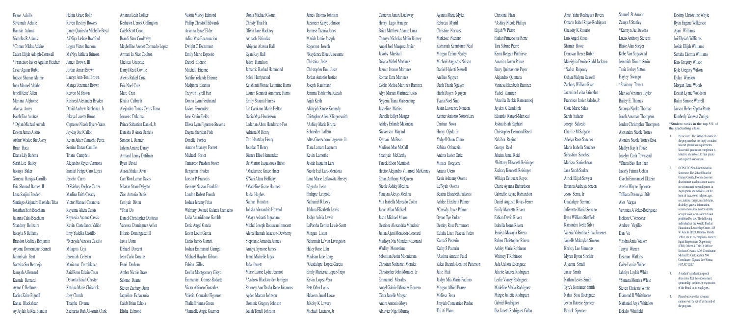Evans Achille
Savannah Achille
Hannah Adams
Nicholas R Adams
*Conner Niklas Adkins
Caden Elijah Adolph-Cornwall
* Francisco Javier Aguilar Fletcher
Cesar Aguiar Rubio
Judson Shamar Alcime
Juan Manuel Aldaba
Jenell Rene' Allen
Mariana Alphonse
Alanya Amey
Isaiah Eno Anduze
* Dylan Michael Arruda
Devon James Atkins
Arthur Weslee Bre Avery
Brian Baca
Diana Lily Bahena
Sarah Lee Bailey
Jakaiya Baker
Ximena Barajas-Carrillo
Eric Shanard Barnes, II
Lana Sanjini Basdeo
Santiago Alejandro Bastidas Trias
Jonathan Seth Beacham
Jaianna Calis Beacham
Shandrey Belizaire
Jakayla N Bellamy
Brandon Godfrey Benjamin
Ayoona Domonique Bennett
Jahmelyah Bent
Natasha Sea Bermejo
Ja'myah A Bernard
Kaamla Bernard
Ayana C Bethune
Darius Zaire Bignall
Kanaz Blackshear
Ay Jaylah Ja Rea Blandin

Helina Grace Bolin
Raven Destiny Bowers
Ijanay Quaiesha Michelle Boyd
Ai'Niya Lashae Bradford
Logan Victor Branom
Ma'Nya Jahlicia Brinson
James Brown, III
Jordan Amari Brown
Lauryn Ann-Toni Brown
Marqes Jeremiah Brown
Reivon M Brown
Rasheed Alexander Bryden
David Andrew Buchanan, Jr
Jakaya Lavette Burns
Capreese Nicole Byers-Yates
Jay-Jay Joel Calloo
Kevin Julier Camacho Perez
Serrina Danae Camille
Triana Campbell
Alejandro Reyes Carmona
Samuel Felipe Caro Lopez
Jericho Carro
D'Skishay Verjhae Carter
Marlina Faith Casady
Victor Manuel Casanova
Rayanna Alicia Cascio
Raynecia Ayanna Cassis
Kevin Castellanos Valido
Emy Yudelka Castillo
*Nereyda Vanessa Castillo
Milagros Ceja
Jeremiah Celestin
Marianna Cerbelaaco
Zaid Rene Edwin Cesar
Devonta Isaiah Chester
Katrina Marie Chisarick
Joey Church
Thaiphe Civerne
Zacharias Ruh Al-Amin Clark

Arianna Leah Collier
Keshawn L'erick Collington
Caleb Scott Coon
Brandi Starr Cordaway
Maybelline Azenet Coronado-Lopez
Armani Ja Nice Coulton
Chelsea Couppette
Darryl Reed Coville
Alexis Rafael Cruz
Eric Noel Cruz
Marc Cruz
Khalia Culbreth
Alejandro Tomas Cyrus Trana
Jouvens Dalcima
Prince Sabastian Daniel, Jr
Danisha D Anza Daniels
Simeon L Danner
Jalynn Amarie Danzy
Armand Lonny Datilmar
Ryan David
Alasia Shalai Davis
Cam'Ron Lamar Davis
Niketas Stone Delgato
Zion Antonio Denis
Ceniyah Dixon
*Thai Do
Daniel Christopher Doitteau
Vanessa Dominguez Avilez
Hilario Dominguez III
Javia Donn
DShael Dorcent
Jean Carlo Dorcius
Fenel Dorlean
Amber Nicole Drass
Salome Duarte
Steven Zachary Dunn
Jaqueline Echavarria
Caleb Brian Echols
Elisha Edmond

Valotti Macky Edmond
Phillip Christoff Edwards
Arianna Jenae' Elder
Adira Mya Encarnacion
Chidy C Escarment
Emily Marie Esposito
Daniel Etienne
Mitchell Etienne
Natalie Yolande Etienne
Medjinha Exantus
Treyvon Tyrell Fair
Donna Lynn Ferdinand
Javier Fernandez
Jose Kevin Fields
Elissa Lynn Figueroa-Stevens
Dayna Sheridan Fish
Donelle Forbes
Amarie Shanaye Forrest
Michael Foster
Tarnareon Prashon Foster
Benjamin Fruden
Jaxson P. Francois
Gereny Nasean Franklin
Landon Robert French
Joshua Jeremy Frias
Wilmary Dovinel Galarza Camacho
Jaida Amaridionne Gamble
Deric Angel Garcia
Kevin Louis Garcia
Curtis James Garrett
Joshua Emmanuel Garriga
Michael Hayden Gibson
Fabian Gilles
Devlin Montgomery Gloyd
Emmanuel Gomez-Rodarte
Victor Alfonso Gonzalez
Valeria Gonzalez Figueroa
Thalia Brianna Green
*Jamaelle Angie Guerrier

Donta Michael Gwinn
Christy Thai Ha
Olivia Jane Hackney
Avinash Haimdas
Abiyona Alawna Hall
Ryan Ray Hall
Jaden Hamilton
Jamarric Rashad Hammond
Soleil Harripersad
Kelshonti Monae' Leontine Harris
Lauren Kennedi Ammarie Harris
Emily Shauna Harriss
Lia Carolann-Marie Helton
Dacia Mya Henderson
Ledarian Alton Henderson-Fox
Adriana M Henry
Carl Hantzlay Henry
Jourdan T Henry
Bianca Elise Hernandez
De Marion Jaquavious Hicks
*Mackenzie Grace Hiner
K'Nari Alana Holliday
*Madeline Grace Holmes
Jaida Hughes
Nathan Houston
Jolisha Alexandria Howard
*Maya Ashanti Ingraham
Michel Joseph Rousseau Innocent
Alena Hannah Isaacson-Dewberry
Stephanie Amanda Jaimes
Amaya Symone James
Jenna Michelle Japak
Jada Jarrett
Marie Laurie Lydie Jeannot
*Andrew Blackwelder Jernigan
Reioney Ann'Desha Rene Johannes
Ayden Marcus Johnson
Dominic Gregory Johnson
Isaiah Terrell Johnson

James Thomas Johnson
Jazzmeer Kanye Johnson
Jernese Tazaria Jones
Mariah Jamie Joseph
Rogerson Joseph
*Kaydence Blue Jusseaume
Christina Juste
Christopher Emil Juste
Jordan Antonio Justice
Joseph Kaufmann
Jemima Tshilemba Kazadi
Aijah Keith
Ahlayjah Ranae Kennedy
Cristopher Allen Klingensmith
*Ashley Marie Krupa
Schneider Lafleur
Altes Guerschom Laguerre, Jr
Tiara Lamara Laguerre
Kevin Lamothe
Juviah Jaquelin Lara
Nicole Itzel Lara-Mendoza
Lana Marie Lefkowitz-Hersey
Edgardo Leon
Philippe Leopold
Nathaniel R Levy
Jahlana Elizabeth Lewis
Joslyn Ariela Lewis
LaPorsha Denise Lewis-Scott
Morgan Liston
Nehemiah Le'von Livingston
Haley Rose Lohr
Madisan Jade Long
*Guadalupe Lopez-Garcia
Emily Maricruz Lopez-Trejo
Kevin Lopez-Vera
Pete Oden Louis
Hakeem Jamal Lowe
JaKoby K Lowery
Michael Luciano, Jr

Cameron Janard Ludaway
Henry Lugo Principe
Brian Matthew Abato Luna
Camryn Nicholas Malin-Kinsey
Angel Joel Marquez Javier
Jakoby Marshall
Driana Mabel Martinez
Jazmin Ivonne Martinez
Roman Ezra Martinez
Evelin Melisa Martinez Ramirez
Alyn Marian Martinez Rivas
Nygeria Tiana Massenburg
Jasheline Matias
Darielle Edlyn Mauger
Ashley Erlande Maximeau
Nickenson Mayard
Kymani McBean
Madison Mae McCall
Shaniyah McCarthy
Tareek Elson Mcintosh
Hector Alejandro Villarroel McKinney
Ethan Anthony McQueen
Nicole Ashley Medina
Yanayra Alexys Medina
Mia Isabella Mercado Colon
Jacob Allan Michael
Jason Michael Mixon
Destinee Alexandria Mondesir
Julian Ajani Mondesir-Leonard
Madisyn Nia Mondesir-Leonard
Wadley Monestime
Sebastian Justin Moomieram
Christian Nathaniel Morales
Christopher John Morales, Jr
Emmanuel Morales
Angel Gabriel Morales Borrero
Ciara Janelle Morgan
Andre Antonio Moya
Alvavier Nigel Murray

Ayanna Marie Myles
Rebecca Myrtil
Christine Narvaez
Markisse Nazaire
Zachariah Kennbarris Neal
Morgan Celine Nealey
Michael Augustus Nelson
Daniel Hyienti Newell
An Bao Nguyen
Danh Thanh Nguyen
Hanh Duyen Nguyen
Tyana Noel Nino
Justin Lawrence Noncent
Kenner Antonio Noroni Lira
Cristian Nova
Henry Ojeda, Jr
Yadyell Omar Olmo
Zabina Orlanzzini
Andres Javier Ortiz
Moises Oseguera
Ariana Otero
Kesia Ashanny Owens
Le'Nyah Owens
Beatriz Elizabeth Palacios
Ashlee Elizabeth Palmer
*Cassidy Joyce Palmer
Dyson Tye Parker
Destiny Rose Parramore
Eulalia Lizet Pascual Pedro
Kama S Pasterin
Kathy S Pasterin
*Aashna Amresh Patel
Zakai Ricardo Lenford Patterson
Julie Paul
Jaidyn Mia-Marie Paulino
Morgan Alfred Pearse
Melissa Pena
J'myiah Comeattrice Perdue
Thi Ai Pham

Christina Phan
*Ashley Nicole Phillips
Elijah W Pierre
Faulan Princessita Pierre
Tara Sabine Pierre
Kema Reagan Pinthieve
Amarion Javon Prince
Barry Quantavious Pryor
Alejandro Quintana
Vannesa Elizabeth Ramirez
Yadiel Ramirez
*Aneilia Deokie Ramsamooj
Jayden K Randolph
Eduardo Rangel-Mariscal
Joshua Isiah Raphael
Christopher Desmond Reed
Nakibra Regius
George Reid
Jaheim Jamal Reid
*Brittany Elizabeth Reisinger
Zachary Kenneth Reisinger
Wilkiya Delquaza Reyes
Charie Ayanna Richardson
Gabrielle Rayne Richardson
Daniel Augusto Rivas-Ferrer
Emily Marnette Rivera
Fabian David Rivera
Izabella Joann Rivera
Jenaiya Makayla Rivera
Ruben Christopher Rivera
Ashley Marie Robinson
Whitney T Robinson
Jada Calixta Rodriguez
Juliette Andrea Rodriguez
Leslie Yianey Rodriguez
Madeline Maria Rodriguez
Margie Juliette Rodriguez
Gabriel Rodriguez
Ilse Janeth Rodriguez Galan

Amel Yahir Rodriguez Rivera
Omaris Isabel Rojas-Rodriguez
Chassity K Rosario
Luis Angel Rosas
Shamar Rowe
Donovan Reece Rubin
Maleighia Denise Rudd-Jackson
*Nafisa Ruponty
Oshyn Malynn Russell
Zachary William Ryan
Jazzmine Leina Saintelus
Francisco Javier Salado, Jr
Cloie Marie Salas
Sarah Salazar
Joseph Salcedo
Charliz M Salgado
Adelyn Rose Sanchez
Maria Isabella Sanchez
Sebastian Sanchez
Marissa Saniecharan
Jana Sarah Sankar
Airick Elijah Sawyer
Brianna Audreya Screen
Jesus Serna, Jr
Guadalupe Serrano
Julisvette Marid Serrano
Ryan William Sheffield
Kassandra Ivette Silva
Valeria Valentina Silva Jimenez
Janielle Makaylah Simeon
Khristy Lee Simmons
Myran Byron Sinclair
Alyanna Small
Janae Smith
Nathan Lewis Smith
Tyre'a Kontanee Smith
Nahia Sosa Rodriguez
Jevon Datrese Spencer
Patrick Spencer

Samuel St Amour
Za'nya S Stanley
*Kamryn Jae Stevens
Lucas Anthony Stevens
Blake Alan Stieger
Kobe Von Supaswud
Jeremiah Dimitri Surin
Tenia Jeshay Sutton
Hayley Swango
*Shalomy Tavera
Marissa Veronica Taylor
Bailey E. Thomas
Sutanya Nyoka Thomas
Jonah Areamae Thompson
Jordan Christopher Thompson
Alexandria Nicole Torres
Alondra Nicole Torres Rosa
Madlyn Kayla Touze
Jocelyn Carla Townsend
*Diana Bao Han Tran
Jaziely Fatima Uchoa
Okechi Emmanuel Ukazim
Austin Wayne Uphouse
Talliana Dremeya Utile
Alex Vargas
Veronica A Velez-Rodriguez
Heltone C Venescar
Andrew Virgilio
Dan Vu
* Sidra Anita Walker
Tanyia Warren
Dezmon Watkins
Calee Louise Weber
Jahniya Laylah White
*Samara Morrisa White
Steven Chikezie White
Diamond R Whitehorne
Nathaniel Aryk Whitelow
Dekalo Whitfield

Destiny Christeline Whyte
Ryan Eugene Wilkerson
Ajani Williams
Joi Elysiah Williams
Josiah Elijah Williams
Sariaha Ekemia Williams
Kais Gregory Wilson
Kyle Gregory Wilson
Dylan Winslow
Morgan Tena' Woods
Deziah Lynne Woodson
Railin Simone Worrell
Jakson Heber Zapata Ponte
Kimberly Vanessa Zuniga

*Student ranks in the top 5% of the graduating class.

1. Please note: The listing of a name in the program does not imply a student has met graduation requirements. Successful graduation completion is tentative and subject to final grades and required assessments.

2. OCPS EEO Non-Discrimination Statement: The School Board of Orange County, Florida, does not discriminate in admission or access to, or treatment or employment in its programs and activities, on the basis of race, color, religion, age, sex, national origin, marital status, disability, genetic information, sexual orientation, gender identity or expression, or any other reason prohibited by law. The following individuals at the Ronald Blocker Educational Leadership Center, 445 W. Amelia Street, Orlando, Florida 32801, attend to compliance matters: Equal Employment Opportunity (EEO) Officer & Title IX Officer: Keshara Cowans; ADA Coordinator: Michael D. Graf; Section 504 Coordinator: Tujuana Lee-Wenze. (407.317.3200)

3. A student's graduation speech does not reflect the endorsement, sponsorship, position, or expression of the Board or its employees.

4. Please be aware that streamer cannons will be set off at the end of the program.